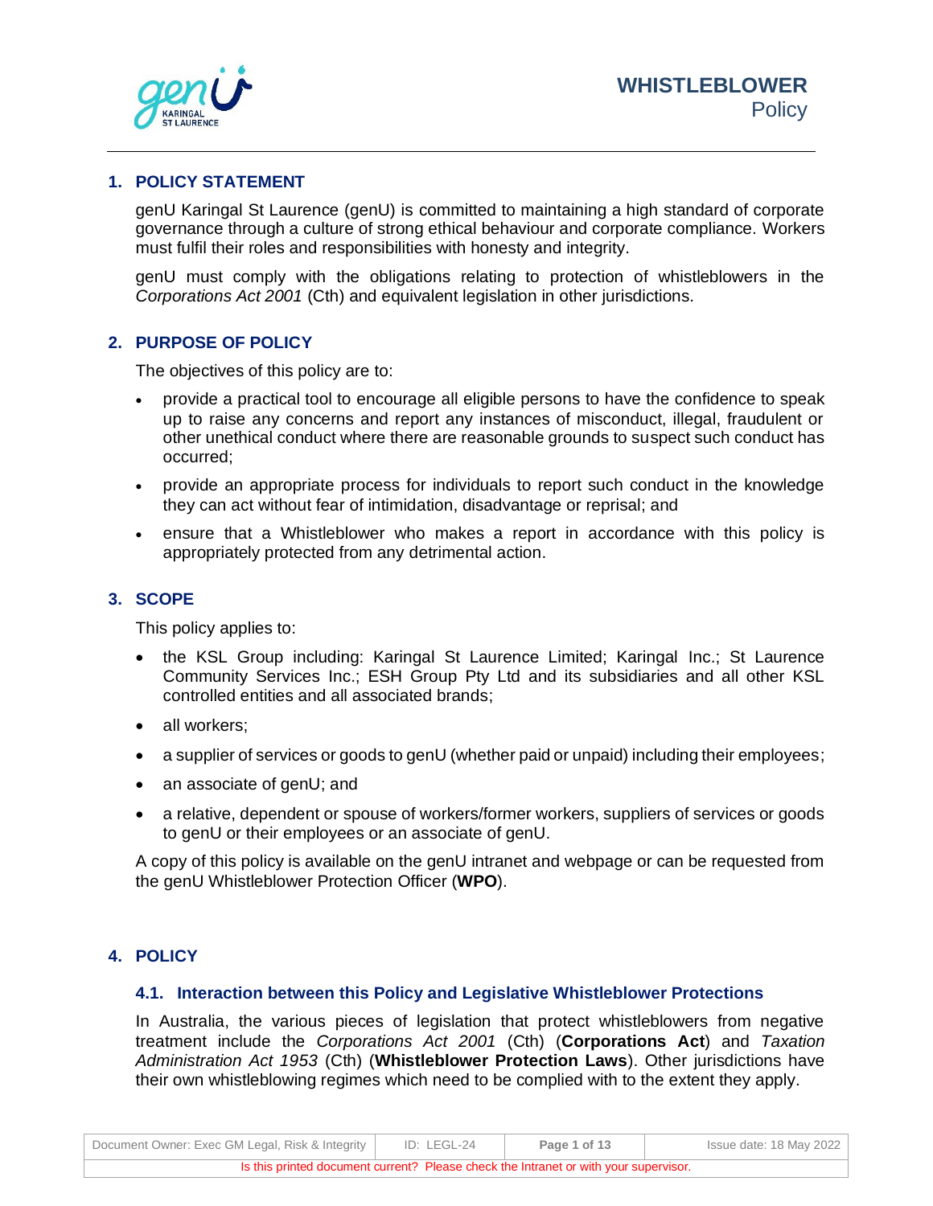# WHISTLEBLOWER Policy

## 1. POLICY STATEMENT

genU Karingal St Laurence (genU) is committed to maintaining a high standard of corporate governance through a culture of strong ethical behaviour and corporate compliance. Workers must fulfil their roles and responsibilities with honesty and integrity.

genU must comply with the obligations relating to protection of whistleblowers in the *Corporations Act 2001* (Cth) and equivalent legislation in other jurisdictions.

## 2. PURPOSE OF POLICY

The objectives of this policy are to:

- provide a practical tool to encourage all eligible persons to have the confidence to speak up to raise any concerns and report any instances of misconduct, illegal, fraudulent or other unethical conduct where there are reasonable grounds to suspect such conduct has occurred;
- provide an appropriate process for individuals to report such conduct in the knowledge they can act without fear of intimidation, disadvantage or reprisal; and
- ensure that a Whistleblower who makes a report in accordance with this policy is appropriately protected from any detrimental action.

## 3. SCOPE

This policy applies to:

- the KSL Group including: Karingal St Laurence Limited; Karingal Inc.; St Laurence Community Services Inc.; ESH Group Pty Ltd and its subsidiaries and all other KSL controlled entities and all associated brands;
- all workers;
- a supplier of services or goods to genU (whether paid or unpaid) including their employees;
- an associate of genU; and
- a relative, dependent or spouse of workers/former workers, suppliers of services or goods to genU or their employees or an associate of genU.

A copy of this policy is available on the genU intranet and webpage or can be requested from the genU Whistleblower Protection Officer (**WPO**).

## 4. POLICY

### 4.1. Interaction between this Policy and Legislative Whistleblower Protections

In Australia, the various pieces of legislation that protect whistleblowers from negative treatment include the *Corporations Act 2001* (Cth) (**Corporations Act**) and *Taxation Administration Act 1953* (Cth) (**Whistleblower Protection Laws**). Other jurisdictions have their own whistleblowing regimes which need to be complied with to the extent they apply.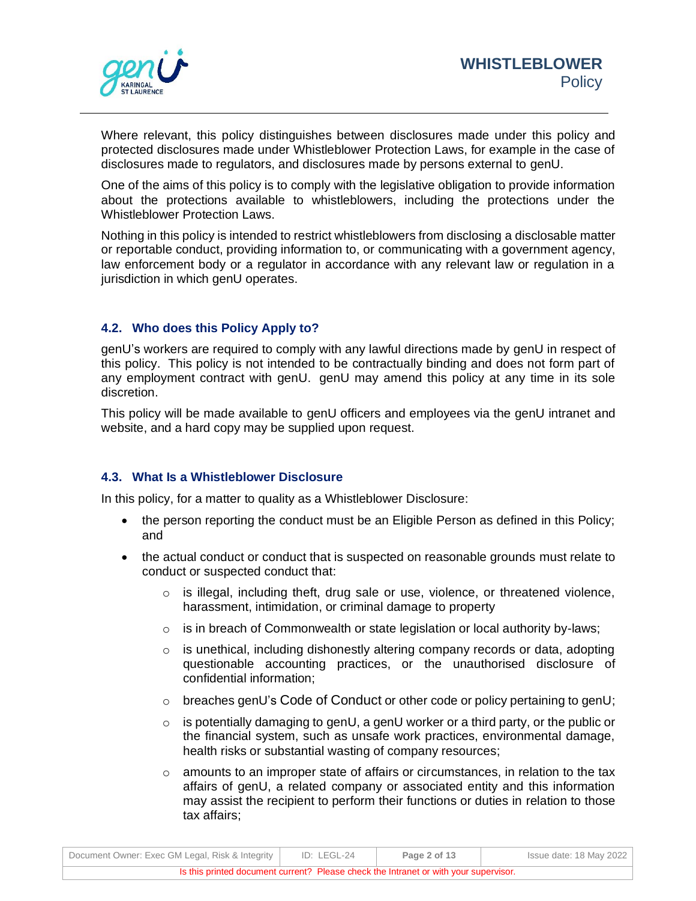Where relevant, this policy distinguishes between disclosures made under this policy and protected disclosures made under Whistleblower Protection Laws, for example in the case of disclosures made to regulators, and disclosures made by persons external to genU.

One of the aims of this policy is to comply with the legislative obligation to provide information about the protections available to whistleblowers, including the protections under the Whistleblower Protection Laws.

Nothing in this policy is intended to restrict whistleblowers from disclosing a disclosable matter or reportable conduct, providing information to, or communicating with a government agency, law enforcement body or a regulator in accordance with any relevant law or regulation in a jurisdiction in which genU operates.

### 4.2. Who does this Policy Apply to?

genU's workers are required to comply with any lawful directions made by genU in respect of this policy. This policy is not intended to be contractually binding and does not form part of any employment contract with genU. genU may amend this policy at any time in its sole discretion.

This policy will be made available to genU officers and employees via the genU intranet and website, and a hard copy may be supplied upon request.

### 4.3. What Is a Whistleblower Disclosure

In this policy, for a matter to quality as a Whistleblower Disclosure:

- the person reporting the conduct must be an Eligible Person as defined in this Policy; and
- the actual conduct or conduct that is suspected on reasonable grounds must relate to conduct or suspected conduct that:
  - is illegal, including theft, drug sale or use, violence, or threatened violence, harassment, intimidation, or criminal damage to property
  - is in breach of Commonwealth or state legislation or local authority by-laws;
  - is unethical, including dishonestly altering company records or data, adopting questionable accounting practices, or the unauthorised disclosure of confidential information;
  - breaches genU's Code of Conduct or other code or policy pertaining to genU;
  - is potentially damaging to genU, a genU worker or a third party, or the public or the financial system, such as unsafe work practices, environmental damage, health risks or substantial wasting of company resources;
  - amounts to an improper state of affairs or circumstances, in relation to the tax affairs of genU, a related company or associated entity and this information may assist the recipient to perform their functions or duties in relation to those tax affairs;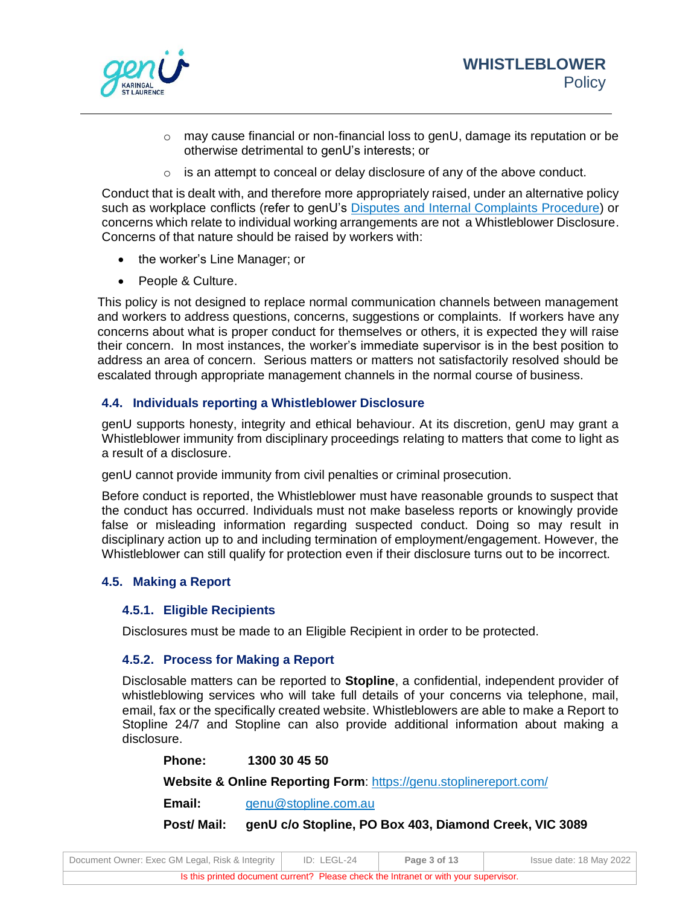- may cause financial or non-financial loss to genU, damage its reputation or be otherwise detrimental to genU's interests; or
- is an attempt to conceal or delay disclosure of any of the above conduct.

Conduct that is dealt with, and therefore more appropriately raised, under an alternative policy such as workplace conflicts (refer to genU's [Disputes and Internal Complaints Procedure]) or concerns which relate to individual working arrangements are not a Whistleblower Disclosure. Concerns of that nature should be raised by workers with:

- the worker's Line Manager; or
- People & Culture.

This policy is not designed to replace normal communication channels between management and workers to address questions, concerns, suggestions or complaints. If workers have any concerns about what is proper conduct for themselves or others, it is expected they will raise their concern. In most instances, the worker's immediate supervisor is in the best position to address an area of concern. Serious matters or matters not satisfactorily resolved should be escalated through appropriate management channels in the normal course of business.

### 4.4. Individuals reporting a Whistleblower Disclosure

genU supports honesty, integrity and ethical behaviour. At its discretion, genU may grant a Whistleblower immunity from disciplinary proceedings relating to matters that come to light as a result of a disclosure.

genU cannot provide immunity from civil penalties or criminal prosecution.

Before conduct is reported, the Whistleblower must have reasonable grounds to suspect that the conduct has occurred. Individuals must not make baseless reports or knowingly provide false or misleading information regarding suspected conduct. Doing so may result in disciplinary action up to and including termination of employment/engagement. However, the Whistleblower can still qualify for protection even if their disclosure turns out to be incorrect.

### 4.5. Making a Report

#### 4.5.1. Eligible Recipients

Disclosures must be made to an Eligible Recipient in order to be protected.

#### 4.5.2. Process for Making a Report

Disclosable matters can be reported to **Stopline**, a confidential, independent provider of whistleblowing services who will take full details of your concerns via telephone, mail, email, fax or the specifically created website. Whistleblowers are able to make a Report to Stopline 24/7 and Stopline can also provide additional information about making a disclosure.

**Phone:** **1300 30 45 50**

**Website & Online Reporting Form**: https://genu.stoplinereport.com/

**Email:** genu@stopline.com.au

**Post/ Mail:** **genU c/o Stopline, PO Box 403, Diamond Creek, VIC 3089**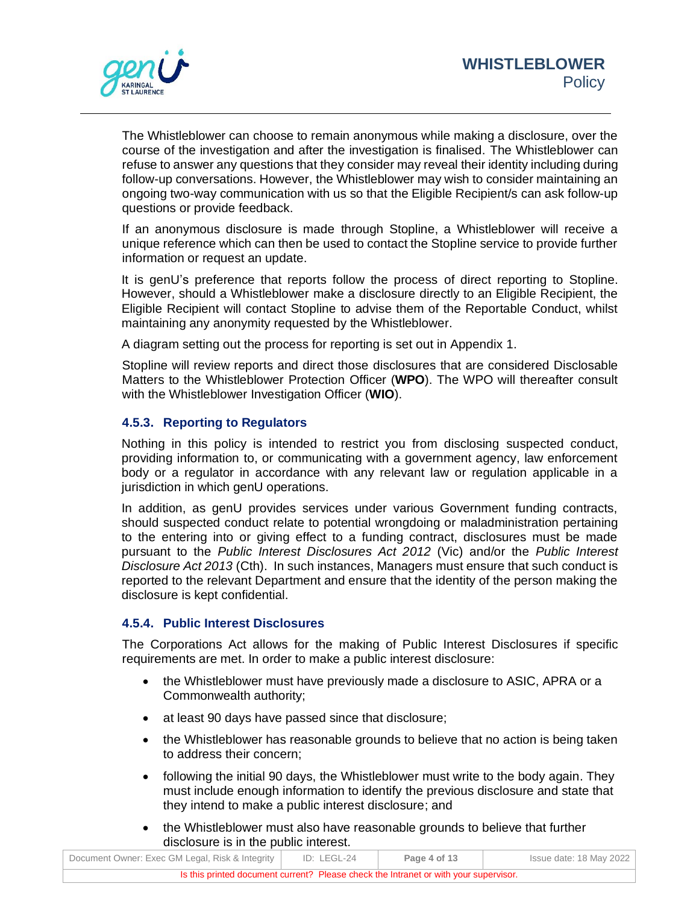The Whistleblower can choose to remain anonymous while making a disclosure, over the course of the investigation and after the investigation is finalised. The Whistleblower can refuse to answer any questions that they consider may reveal their identity including during follow-up conversations. However, the Whistleblower may wish to consider maintaining an ongoing two-way communication with us so that the Eligible Recipient/s can ask follow-up questions or provide feedback.

If an anonymous disclosure is made through Stopline, a Whistleblower will receive a unique reference which can then be used to contact the Stopline service to provide further information or request an update.

It is genU's preference that reports follow the process of direct reporting to Stopline. However, should a Whistleblower make a disclosure directly to an Eligible Recipient, the Eligible Recipient will contact Stopline to advise them of the Reportable Conduct, whilst maintaining any anonymity requested by the Whistleblower.

A diagram setting out the process for reporting is set out in Appendix 1.

Stopline will review reports and direct those disclosures that are considered Disclosable Matters to the Whistleblower Protection Officer (**WPO**). The WPO will thereafter consult with the Whistleblower Investigation Officer (**WIO**).

### 4.5.3. Reporting to Regulators

Nothing in this policy is intended to restrict you from disclosing suspected conduct, providing information to, or communicating with a government agency, law enforcement body or a regulator in accordance with any relevant law or regulation applicable in a jurisdiction in which genU operations.

In addition, as genU provides services under various Government funding contracts, should suspected conduct relate to potential wrongdoing or maladministration pertaining to the entering into or giving effect to a funding contract, disclosures must be made pursuant to the *Public Interest Disclosures Act 2012* (Vic) and/or the *Public Interest Disclosure Act 2013* (Cth). In such instances, Managers must ensure that such conduct is reported to the relevant Department and ensure that the identity of the person making the disclosure is kept confidential.

### 4.5.4. Public Interest Disclosures

The Corporations Act allows for the making of Public Interest Disclosures if specific requirements are met. In order to make a public interest disclosure:

- the Whistleblower must have previously made a disclosure to ASIC, APRA or a Commonwealth authority;
- at least 90 days have passed since that disclosure;
- the Whistleblower has reasonable grounds to believe that no action is being taken to address their concern;
- following the initial 90 days, the Whistleblower must write to the body again. They must include enough information to identify the previous disclosure and state that they intend to make a public interest disclosure; and
- the Whistleblower must also have reasonable grounds to believe that further disclosure is in the public interest.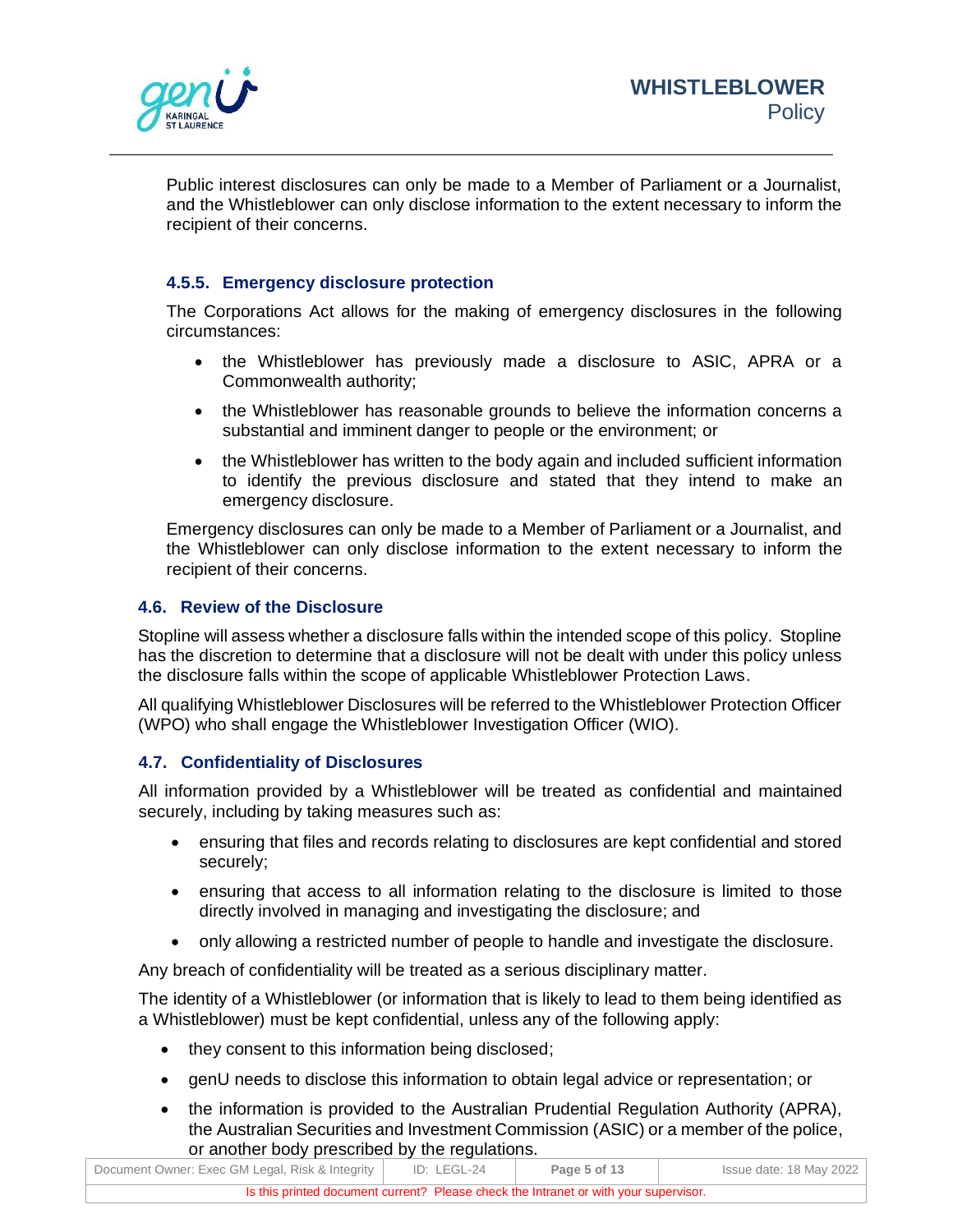Public interest disclosures can only be made to a Member of Parliament or a Journalist, and the Whistleblower can only disclose information to the extent necessary to inform the recipient of their concerns.

#### 4.5.5. Emergency disclosure protection

The Corporations Act allows for the making of emergency disclosures in the following circumstances:

- the Whistleblower has previously made a disclosure to ASIC, APRA or a Commonwealth authority;
- the Whistleblower has reasonable grounds to believe the information concerns a substantial and imminent danger to people or the environment; or
- the Whistleblower has written to the body again and included sufficient information to identify the previous disclosure and stated that they intend to make an emergency disclosure.

Emergency disclosures can only be made to a Member of Parliament or a Journalist, and the Whistleblower can only disclose information to the extent necessary to inform the recipient of their concerns.

### 4.6. Review of the Disclosure

Stopline will assess whether a disclosure falls within the intended scope of this policy. Stopline has the discretion to determine that a disclosure will not be dealt with under this policy unless the disclosure falls within the scope of applicable Whistleblower Protection Laws.

All qualifying Whistleblower Disclosures will be referred to the Whistleblower Protection Officer (WPO) who shall engage the Whistleblower Investigation Officer (WIO).

### 4.7. Confidentiality of Disclosures

All information provided by a Whistleblower will be treated as confidential and maintained securely, including by taking measures such as:

- ensuring that files and records relating to disclosures are kept confidential and stored securely;
- ensuring that access to all information relating to the disclosure is limited to those directly involved in managing and investigating the disclosure; and
- only allowing a restricted number of people to handle and investigate the disclosure.

Any breach of confidentiality will be treated as a serious disciplinary matter.

The identity of a Whistleblower (or information that is likely to lead to them being identified as a Whistleblower) must be kept confidential, unless any of the following apply:

- they consent to this information being disclosed;
- genU needs to disclose this information to obtain legal advice or representation; or
- the information is provided to the Australian Prudential Regulation Authority (APRA), the Australian Securities and Investment Commission (ASIC) or a member of the police, or another body prescribed by the regulations.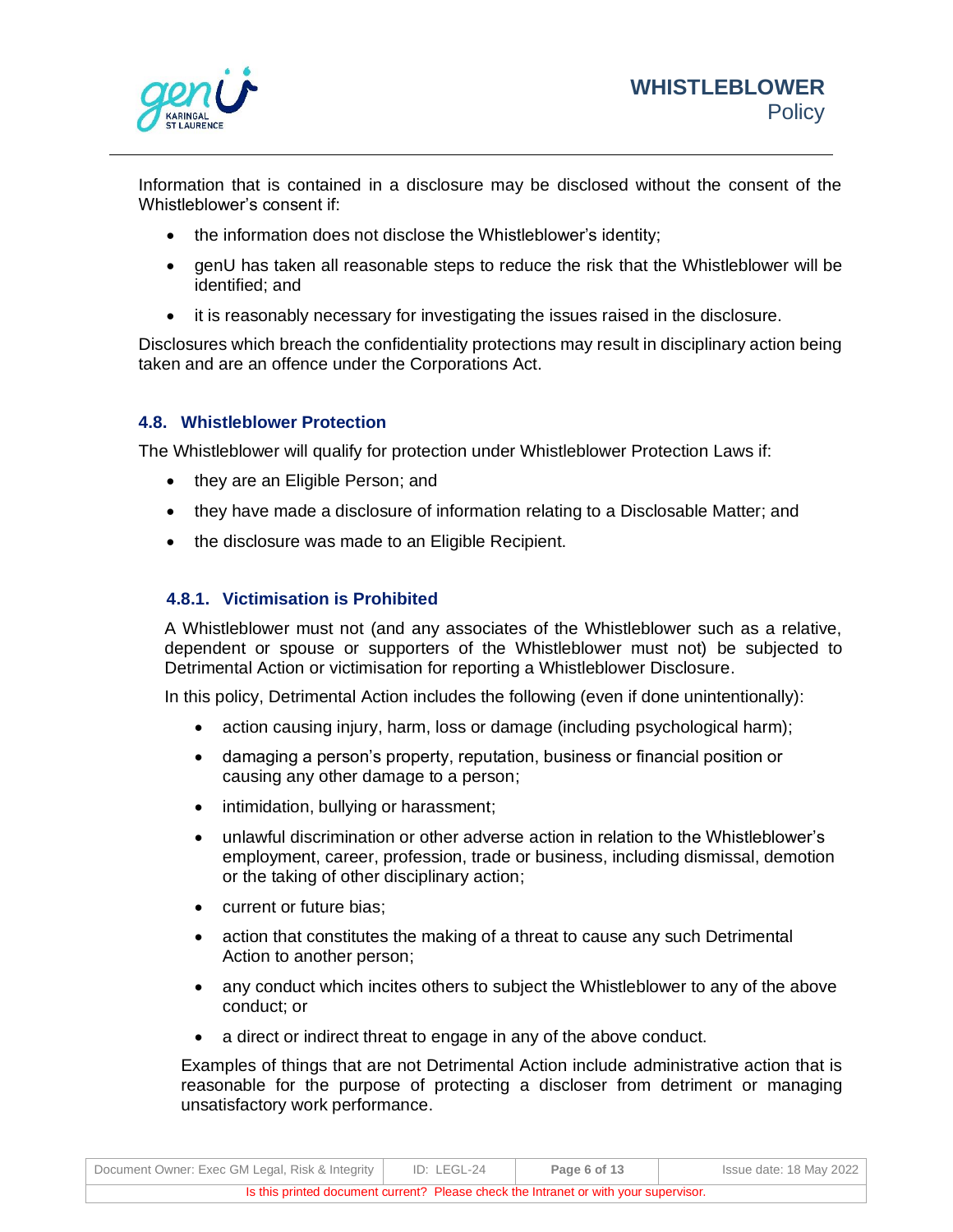Information that is contained in a disclosure may be disclosed without the consent of the Whistleblower's consent if:

- the information does not disclose the Whistleblower's identity;
- genU has taken all reasonable steps to reduce the risk that the Whistleblower will be identified; and
- it is reasonably necessary for investigating the issues raised in the disclosure.

Disclosures which breach the confidentiality protections may result in disciplinary action being taken and are an offence under the Corporations Act.

### 4.8. Whistleblower Protection

The Whistleblower will qualify for protection under Whistleblower Protection Laws if:

- they are an Eligible Person; and
- they have made a disclosure of information relating to a Disclosable Matter; and
- the disclosure was made to an Eligible Recipient.

#### 4.8.1. Victimisation is Prohibited

A Whistleblower must not (and any associates of the Whistleblower such as a relative, dependent or spouse or supporters of the Whistleblower must not) be subjected to Detrimental Action or victimisation for reporting a Whistleblower Disclosure.

In this policy, Detrimental Action includes the following (even if done unintentionally):

- action causing injury, harm, loss or damage (including psychological harm);
- damaging a person's property, reputation, business or financial position or causing any other damage to a person;
- intimidation, bullying or harassment;
- unlawful discrimination or other adverse action in relation to the Whistleblower's employment, career, profession, trade or business, including dismissal, demotion or the taking of other disciplinary action;
- current or future bias;
- action that constitutes the making of a threat to cause any such Detrimental Action to another person;
- any conduct which incites others to subject the Whistleblower to any of the above conduct; or
- a direct or indirect threat to engage in any of the above conduct.

Examples of things that are not Detrimental Action include administrative action that is reasonable for the purpose of protecting a discloser from detriment or managing unsatisfactory work performance.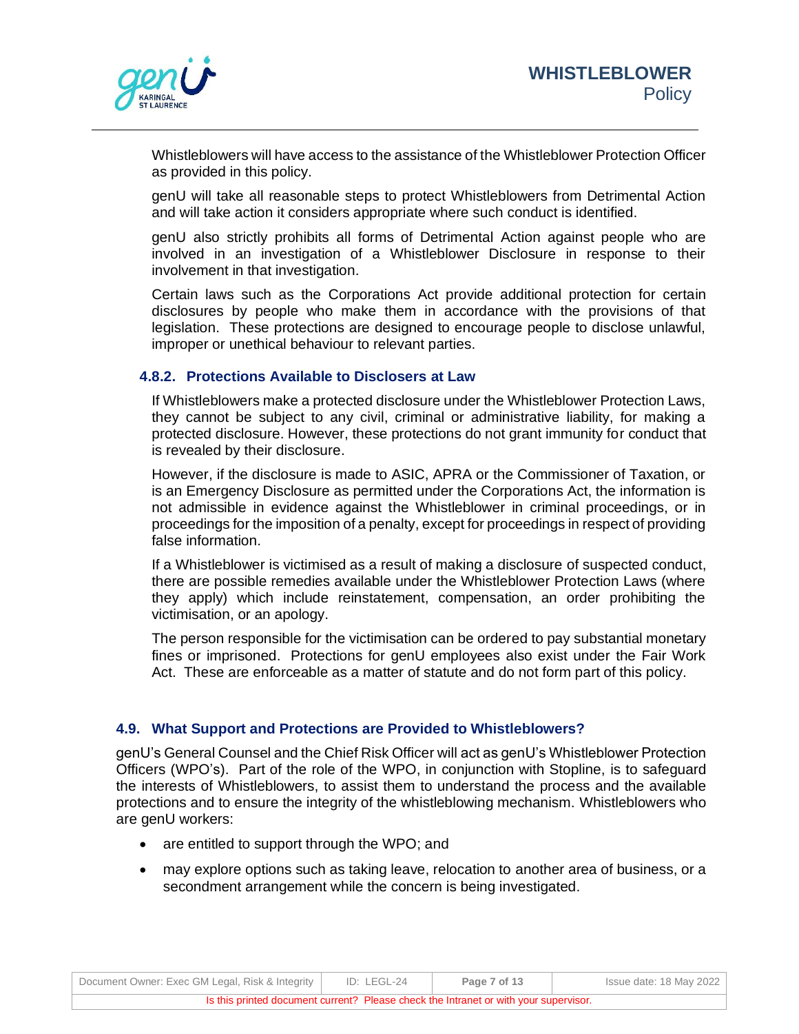Whistleblowers will have access to the assistance of the Whistleblower Protection Officer as provided in this policy.

genU will take all reasonable steps to protect Whistleblowers from Detrimental Action and will take action it considers appropriate where such conduct is identified.

genU also strictly prohibits all forms of Detrimental Action against people who are involved in an investigation of a Whistleblower Disclosure in response to their involvement in that investigation.

Certain laws such as the Corporations Act provide additional protection for certain disclosures by people who make them in accordance with the provisions of that legislation. These protections are designed to encourage people to disclose unlawful, improper or unethical behaviour to relevant parties.

#### 4.8.2. Protections Available to Disclosers at Law

If Whistleblowers make a protected disclosure under the Whistleblower Protection Laws, they cannot be subject to any civil, criminal or administrative liability, for making a protected disclosure. However, these protections do not grant immunity for conduct that is revealed by their disclosure.

However, if the disclosure is made to ASIC, APRA or the Commissioner of Taxation, or is an Emergency Disclosure as permitted under the Corporations Act, the information is not admissible in evidence against the Whistleblower in criminal proceedings, or in proceedings for the imposition of a penalty, except for proceedings in respect of providing false information.

If a Whistleblower is victimised as a result of making a disclosure of suspected conduct, there are possible remedies available under the Whistleblower Protection Laws (where they apply) which include reinstatement, compensation, an order prohibiting the victimisation, or an apology.

The person responsible for the victimisation can be ordered to pay substantial monetary fines or imprisoned. Protections for genU employees also exist under the Fair Work Act. These are enforceable as a matter of statute and do not form part of this policy.

### 4.9. What Support and Protections are Provided to Whistleblowers?

genU's General Counsel and the Chief Risk Officer will act as genU's Whistleblower Protection Officers (WPO's). Part of the role of the WPO, in conjunction with Stopline, is to safeguard the interests of Whistleblowers, to assist them to understand the process and the available protections and to ensure the integrity of the whistleblowing mechanism. Whistleblowers who are genU workers:

- are entitled to support through the WPO; and
- may explore options such as taking leave, relocation to another area of business, or a secondment arrangement while the concern is being investigated.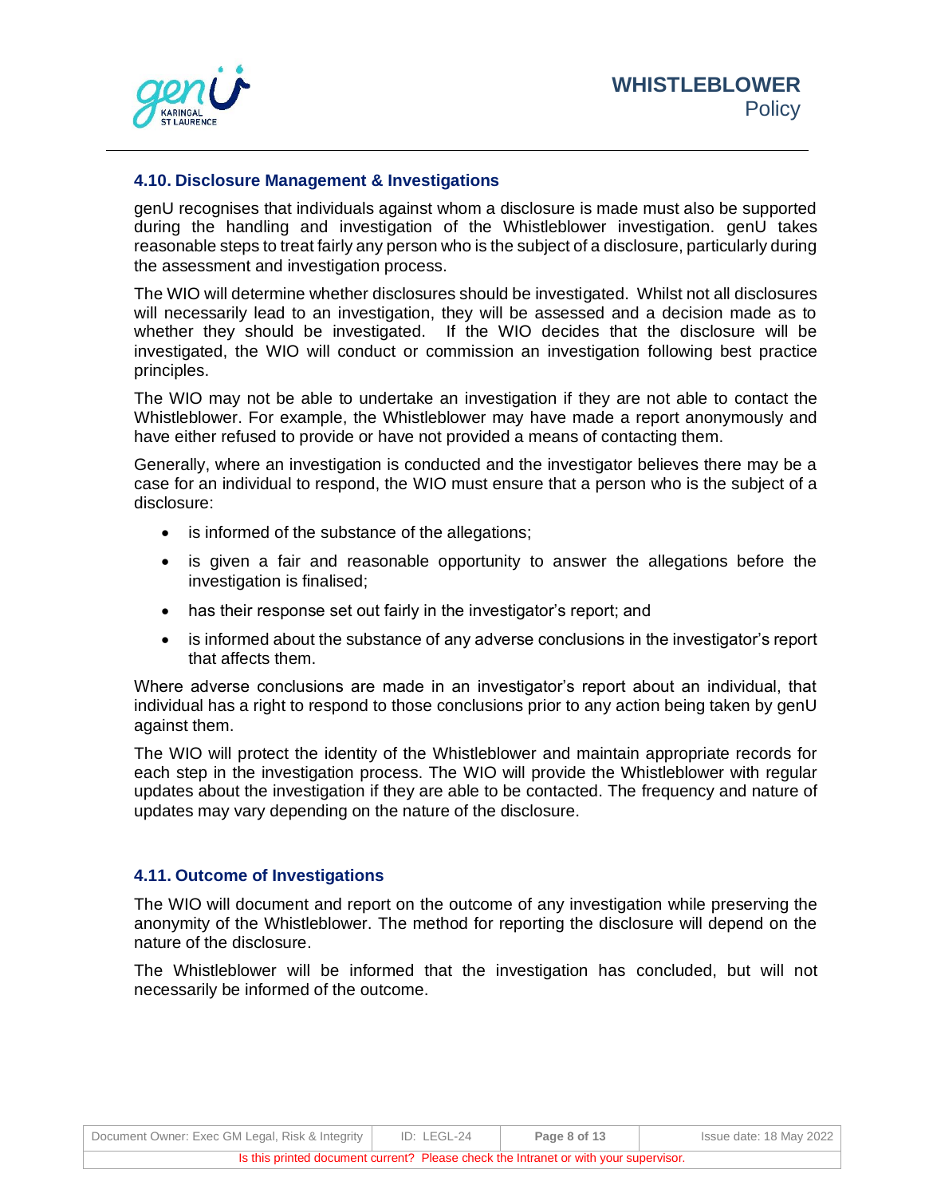### 4.10. Disclosure Management & Investigations

genU recognises that individuals against whom a disclosure is made must also be supported during the handling and investigation of the Whistleblower investigation. genU takes reasonable steps to treat fairly any person who is the subject of a disclosure, particularly during the assessment and investigation process.

The WIO will determine whether disclosures should be investigated. Whilst not all disclosures will necessarily lead to an investigation, they will be assessed and a decision made as to whether they should be investigated. If the WIO decides that the disclosure will be investigated, the WIO will conduct or commission an investigation following best practice principles.

The WIO may not be able to undertake an investigation if they are not able to contact the Whistleblower. For example, the Whistleblower may have made a report anonymously and have either refused to provide or have not provided a means of contacting them.

Generally, where an investigation is conducted and the investigator believes there may be a case for an individual to respond, the WIO must ensure that a person who is the subject of a disclosure:

- is informed of the substance of the allegations;
- is given a fair and reasonable opportunity to answer the allegations before the investigation is finalised;
- has their response set out fairly in the investigator's report; and
- is informed about the substance of any adverse conclusions in the investigator's report that affects them.

Where adverse conclusions are made in an investigator's report about an individual, that individual has a right to respond to those conclusions prior to any action being taken by genU against them.

The WIO will protect the identity of the Whistleblower and maintain appropriate records for each step in the investigation process. The WIO will provide the Whistleblower with regular updates about the investigation if they are able to be contacted. The frequency and nature of updates may vary depending on the nature of the disclosure.

### 4.11. Outcome of Investigations

The WIO will document and report on the outcome of any investigation while preserving the anonymity of the Whistleblower. The method for reporting the disclosure will depend on the nature of the disclosure.

The Whistleblower will be informed that the investigation has concluded, but will not necessarily be informed of the outcome.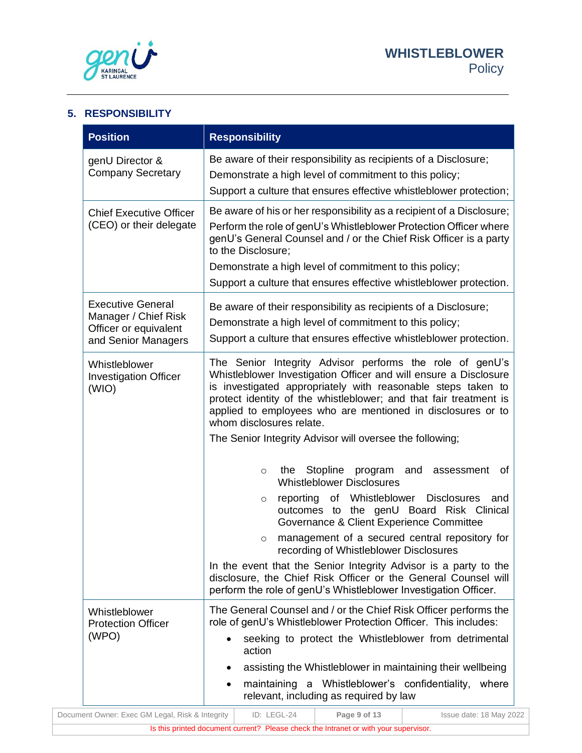## 5. RESPONSIBILITY

| Position | Responsibility |
|---|---|
| genU Director & Company Secretary | Be aware of their responsibility as recipients of a Disclosure;<br>Demonstrate a high level of commitment to this policy;<br>Support a culture that ensures effective whistleblower protection; |
| Chief Executive Officer (CEO) or their delegate | Be aware of his or her responsibility as a recipient of a Disclosure;<br>Perform the role of genU's Whistleblower Protection Officer where genU's General Counsel and / or the Chief Risk Officer is a party to the Disclosure;<br>Demonstrate a high level of commitment to this policy;<br>Support a culture that ensures effective whistleblower protection. |
| Executive General Manager / Chief Risk Officer or equivalent and Senior Managers | Be aware of their responsibility as recipients of a Disclosure;<br>Demonstrate a high level of commitment to this policy;<br>Support a culture that ensures effective whistleblower protection. |
| Whistleblower Investigation Officer (WIO) | The Senior Integrity Advisor performs the role of genU's Whistleblower Investigation Officer and will ensure a Disclosure is investigated appropriately with reasonable steps taken to protect identity of the whistleblower; and that fair treatment is applied to employees who are mentioned in disclosures or to whom disclosures relate.<br>The Senior Integrity Advisor will oversee the following;<br>○ the Stopline program and assessment of Whistleblower Disclosures<br>○ reporting of Whistleblower Disclosures and outcomes to the genU Board Risk Clinical Governance & Client Experience Committee<br>○ management of a secured central repository for recording of Whistleblower Disclosures<br>In the event that the Senior Integrity Advisor is a party to the disclosure, the Chief Risk Officer or the General Counsel will perform the role of genU's Whistleblower Investigation Officer. |
| Whistleblower Protection Officer (WPO) | The General Counsel and / or the Chief Risk Officer performs the role of genU's Whistleblower Protection Officer. This includes:<br>• seeking to protect the Whistleblower from detrimental action<br>• assisting the Whistleblower in maintaining their wellbeing<br>• maintaining a Whistleblower's confidentiality, where relevant, including as required by law |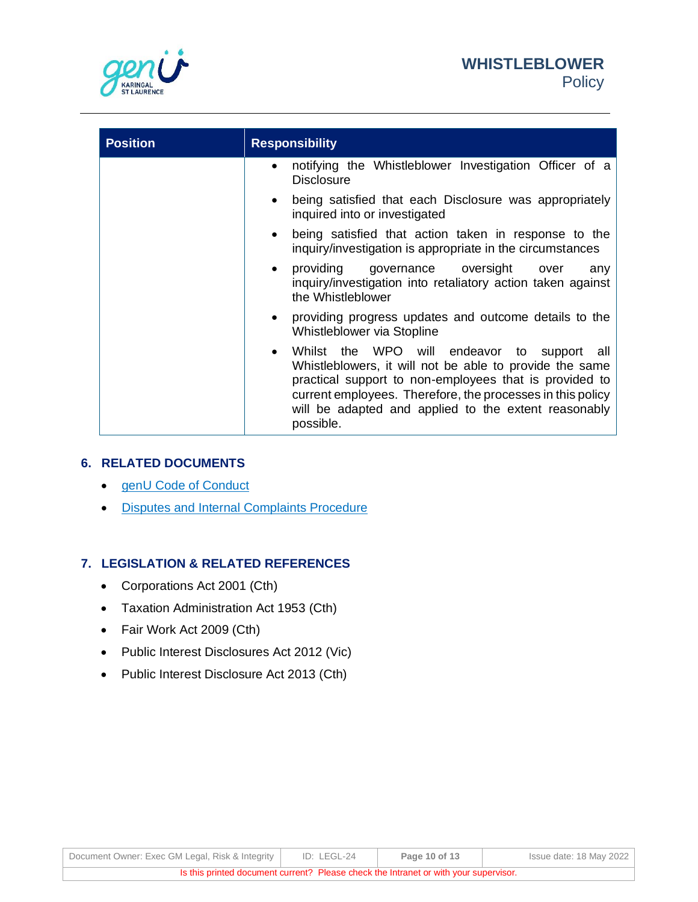| Position | Responsibility |
| --- | --- |
| | • notifying the Whistleblower Investigation Officer of a Disclosure<br>• being satisfied that each Disclosure was appropriately inquired into or investigated<br>• being satisfied that action taken in response to the inquiry/investigation is appropriate in the circumstances<br>• providing governance oversight over any inquiry/investigation into retaliatory action taken against the Whistleblower<br>• providing progress updates and outcome details to the Whistleblower via Stopline<br>• Whilst the WPO will endeavor to support all Whistleblowers, it will not be able to provide the same practical support to non-employees that is provided to current employees. Therefore, the processes in this policy will be adapted and applied to the extent reasonably possible. |

## 6. RELATED DOCUMENTS

- genU Code of Conduct
- Disputes and Internal Complaints Procedure

## 7. LEGISLATION & RELATED REFERENCES

- Corporations Act 2001 (Cth)
- Taxation Administration Act 1953 (Cth)
- Fair Work Act 2009 (Cth)
- Public Interest Disclosures Act 2012 (Vic)
- Public Interest Disclosure Act 2013 (Cth)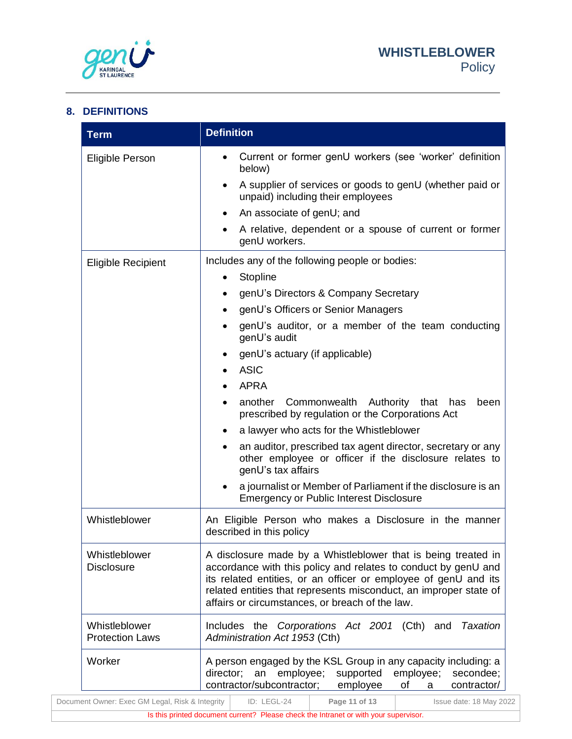## 8. DEFINITIONS

| Term | Definition |
|---|---|
| Eligible Person | • Current or former genU workers (see 'worker' definition below)<br>• A supplier of services or goods to genU (whether paid or unpaid) including their employees<br>• An associate of genU; and<br>• A relative, dependent or a spouse of current or former genU workers. |
| Eligible Recipient | Includes any of the following people or bodies:<br>• Stopline<br>• genU's Directors & Company Secretary<br>• genU's Officers or Senior Managers<br>• genU's auditor, or a member of the team conducting genU's audit<br>• genU's actuary (if applicable)<br>• ASIC<br>• APRA<br>• another Commonwealth Authority that has been prescribed by regulation or the Corporations Act<br>• a lawyer who acts for the Whistleblower<br>• an auditor, prescribed tax agent director, secretary or any other employee or officer if the disclosure relates to genU's tax affairs<br>• a journalist or Member of Parliament if the disclosure is an Emergency or Public Interest Disclosure |
| Whistleblower | An Eligible Person who makes a Disclosure in the manner described in this policy |
| Whistleblower Disclosure | A disclosure made by a Whistleblower that is being treated in accordance with this policy and relates to conduct by genU and its related entities, or an officer or employee of genU and its related entities that represents misconduct, an improper state of affairs or circumstances, or breach of the law. |
| Whistleblower Protection Laws | Includes the *Corporations Act 2001* (Cth) and *Taxation Administration Act 1953* (Cth) |
| Worker | A person engaged by the KSL Group in any capacity including: a director; an employee; supported employee; secondee; contractor/subcontractor; employee of a contractor/ |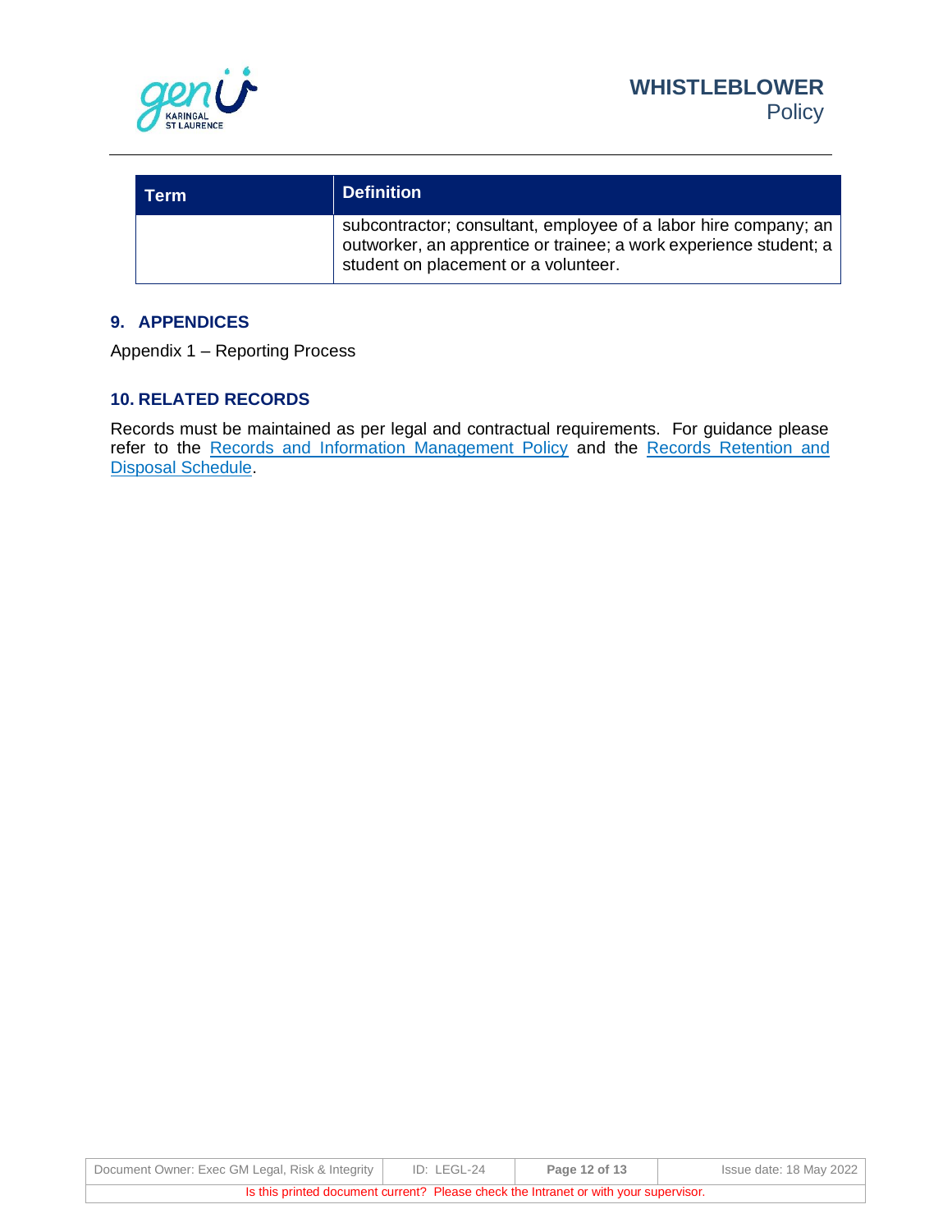| Term | Definition |
| --- | --- |
| | subcontractor; consultant, employee of a labor hire company; an outworker, an apprentice or trainee; a work experience student; a student on placement or a volunteer. |

## 9. APPENDICES

Appendix 1 – Reporting Process

## 10. RELATED RECORDS

Records must be maintained as per legal and contractual requirements. For guidance please refer to the Records and Information Management Policy and the Records Retention and Disposal Schedule.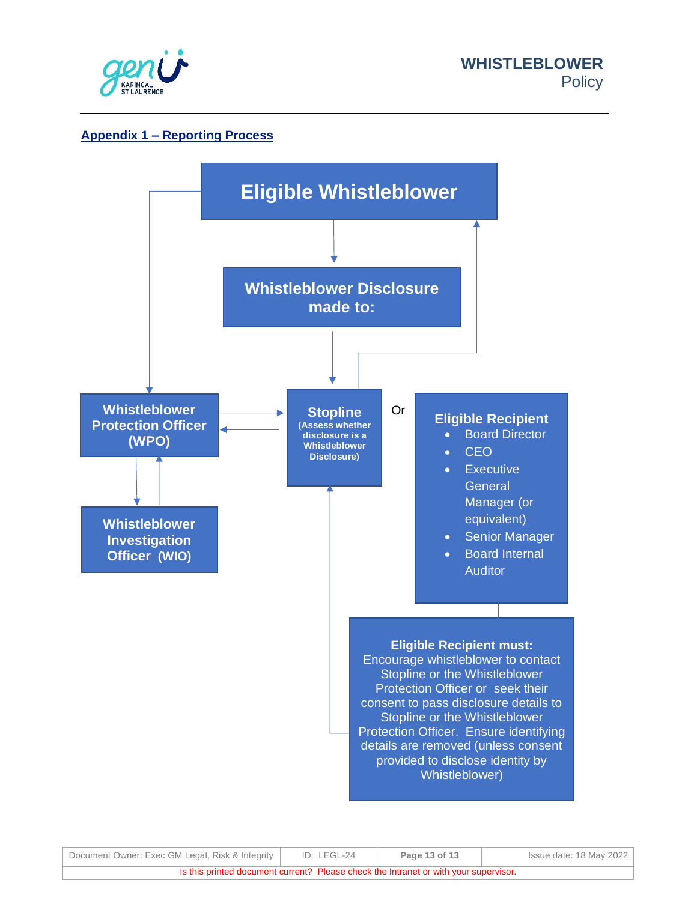## Appendix 1 – Reporting Process

Eligible Whistleblower

Whistleblower Disclosure made to:

Whistleblower Protection Officer (WPO)

Stopline (Assess whether disclosure is a Whistleblower Disclosure)

Or

**Eligible Recipient**

- Board Director
- CEO
- Executive General Manager (or equivalent)
- Senior Manager
- Board Internal Auditor

Whistleblower Investigation Officer (WIO)

**Eligible Recipient must:** Encourage whistleblower to contact Stopline or the Whistleblower Protection Officer or seek their consent to pass disclosure details to Stopline or the Whistleblower Protection Officer. Ensure identifying details are removed (unless consent provided to disclose identity by Whistleblower)